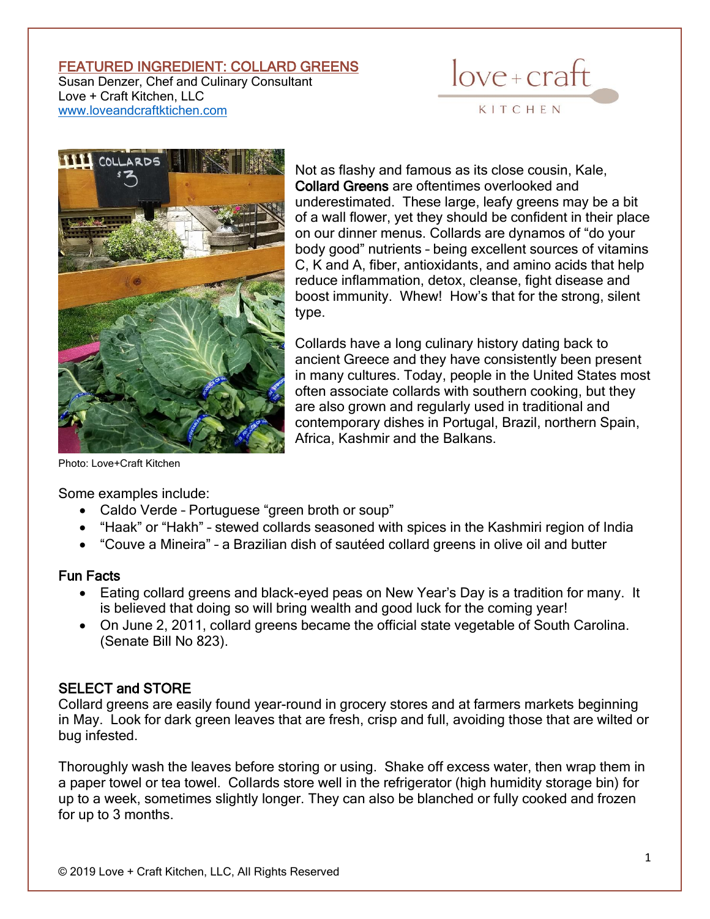# FEATURED INGREDIENT: COLLARD GREENS

Susan Denzer, Chef and Culinary Consultant
Love + Craft Kitchen, LLC
www.loveandcraftkitchen.com

Photo: Love+Craft Kitchen

Not as flashy and famous as its close cousin, Kale, **Collard Greens** are oftentimes overlooked and underestimated. These large, leafy greens may be a bit of a wall flower, yet they should be confident in their place on our dinner menus. Collards are dynamos of "do your body good" nutrients – being excellent sources of vitamins C, K and A, fiber, antioxidants, and amino acids that help reduce inflammation, detox, cleanse, fight disease and boost immunity. Whew! How's that for the strong, silent type.

Collards have a long culinary history dating back to ancient Greece and they have consistently been present in many cultures. Today, people in the United States most often associate collards with southern cooking, but they are also grown and regularly used in traditional and contemporary dishes in Portugal, Brazil, northern Spain, Africa, Kashmir and the Balkans.

Some examples include:

- Caldo Verde – Portuguese "green broth or soup"
- "Haak" or "Hakh" – stewed collards seasoned with spices in the Kashmiri region of India
- "Couve a Mineira" – a Brazilian dish of sautéed collard greens in olive oil and butter

## Fun Facts

- Eating collard greens and black-eyed peas on New Year's Day is a tradition for many. It is believed that doing so will bring wealth and good luck for the coming year!
- On June 2, 2011, collard greens became the official state vegetable of South Carolina. (Senate Bill No 823).

## SELECT and STORE

Collard greens are easily found year-round in grocery stores and at farmers markets beginning in May. Look for dark green leaves that are fresh, crisp and full, avoiding those that are wilted or bug infested.

Thoroughly wash the leaves before storing or using. Shake off excess water, then wrap them in a paper towel or tea towel. Collards store well in the refrigerator (high humidity storage bin) for up to a week, sometimes slightly longer. They can also be blanched or fully cooked and frozen for up to 3 months.

© 2019 Love + Craft Kitchen, LLC, All Rights Reserved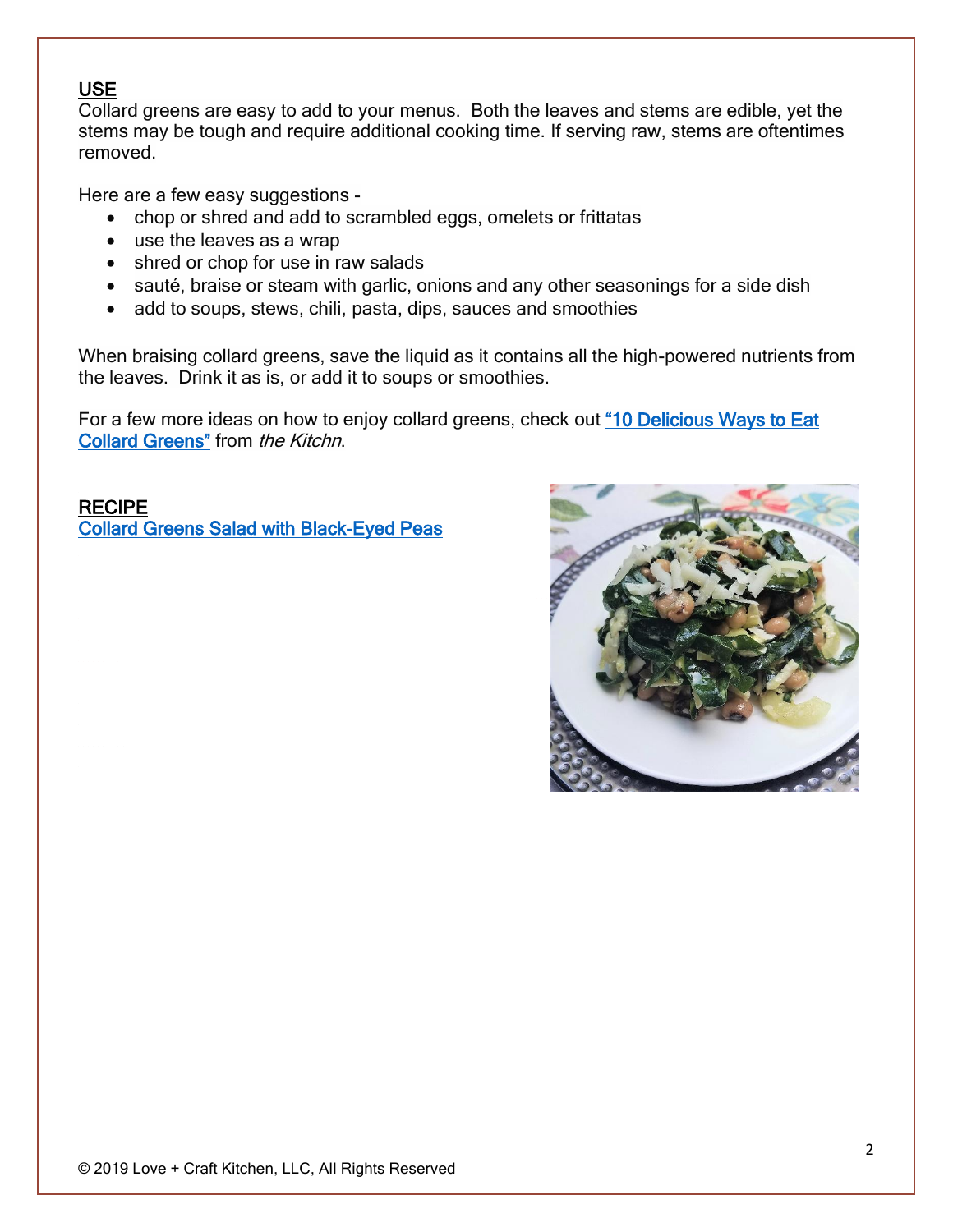## USE

Collard greens are easy to add to your menus. Both the leaves and stems are edible, yet the stems may be tough and require additional cooking time. If serving raw, stems are oftentimes removed.

Here are a few easy suggestions -

- chop or shred and add to scrambled eggs, omelets or frittatas
- use the leaves as a wrap
- shred or chop for use in raw salads
- sauté, braise or steam with garlic, onions and any other seasonings for a side dish
- add to soups, stews, chili, pasta, dips, sauces and smoothies

When braising collard greens, save the liquid as it contains all the high-powered nutrients from the leaves. Drink it as is, or add it to soups or smoothies.

For a few more ideas on how to enjoy collard greens, check out "10 Delicious Ways to Eat Collard Greens" from *the Kitchn*.

## RECIPE

Collard Greens Salad with Black-Eyed Peas

© 2019 Love + Craft Kitchen, LLC, All Rights Reserved